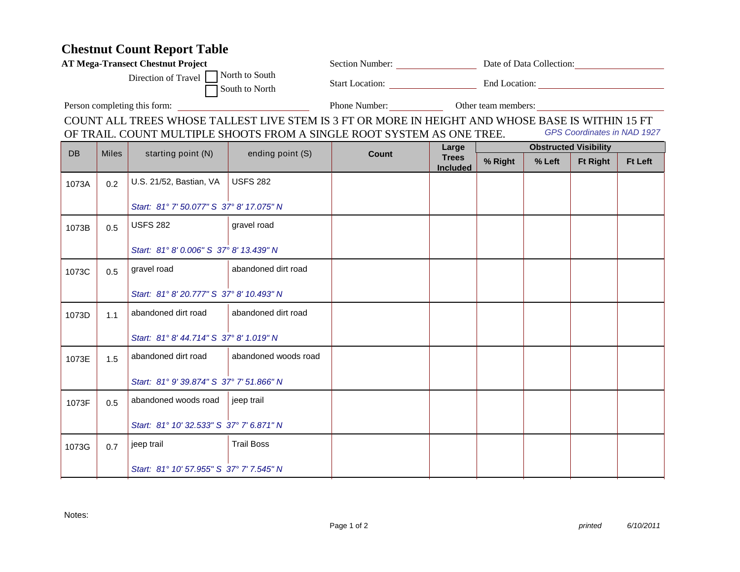# Chestnut Count Report Table

**AT Mega-Transect Chestnut Project**

Direction of Travel ☐ North to South ☐ South to North

Section Number: ____________ Date of Data Collection: ____________

Start Location: ____________ End Location: ____________

Person completing this form: ____________ Phone Number: ____________ Other team members: ____________

COUNT ALL TREES WHOSE TALLEST LIVE STEM IS 3 FT OR MORE IN HEIGHT AND WHOSE BASE IS WITHIN 15 FT OF TRAIL. COUNT MULTIPLE SHOOTS FROM A SINGLE ROOT SYSTEM AS ONE TREE.

*GPS Coordinates in NAD 1927*

| DB | Miles | starting point (N) | ending point (S) | Count | Large Trees Included | Obstructed Visibility | | | |
|---|---|---|---|---|---|---|---|---|---|
| | | | | | | % Right | % Left | Ft Right | Ft Left |
| 1073A | 0.2 | U.S. 21/52, Bastian, VA<br>*Start: 81° 7' 50.077" S 37° 8' 17.075" N* | USFS 282 | | | | | | |
| 1073B | 0.5 | USFS 282<br>*Start: 81° 8' 0.006" S 37° 8' 13.439" N* | gravel road | | | | | | |
| 1073C | 0.5 | gravel road<br>*Start: 81° 8' 20.777" S 37° 8' 10.493" N* | abandoned dirt road | | | | | | |
| 1073D | 1.1 | abandoned dirt road<br>*Start: 81° 8' 44.714" S 37° 8' 1.019" N* | abandoned dirt road | | | | | | |
| 1073E | 1.5 | abandoned dirt road<br>*Start: 81° 9' 39.874" S 37° 7' 51.866" N* | abandoned woods road | | | | | | |
| 1073F | 0.5 | abandoned woods road<br>*Start: 81° 10' 32.533" S 37° 7' 6.871" N* | jeep trail | | | | | | |
| 1073G | 0.7 | jeep trail<br>*Start: 81° 10' 57.955" S 37° 7' 7.545" N* | Trail Boss | | | | | | |

Notes:

*printed 6/10/2011*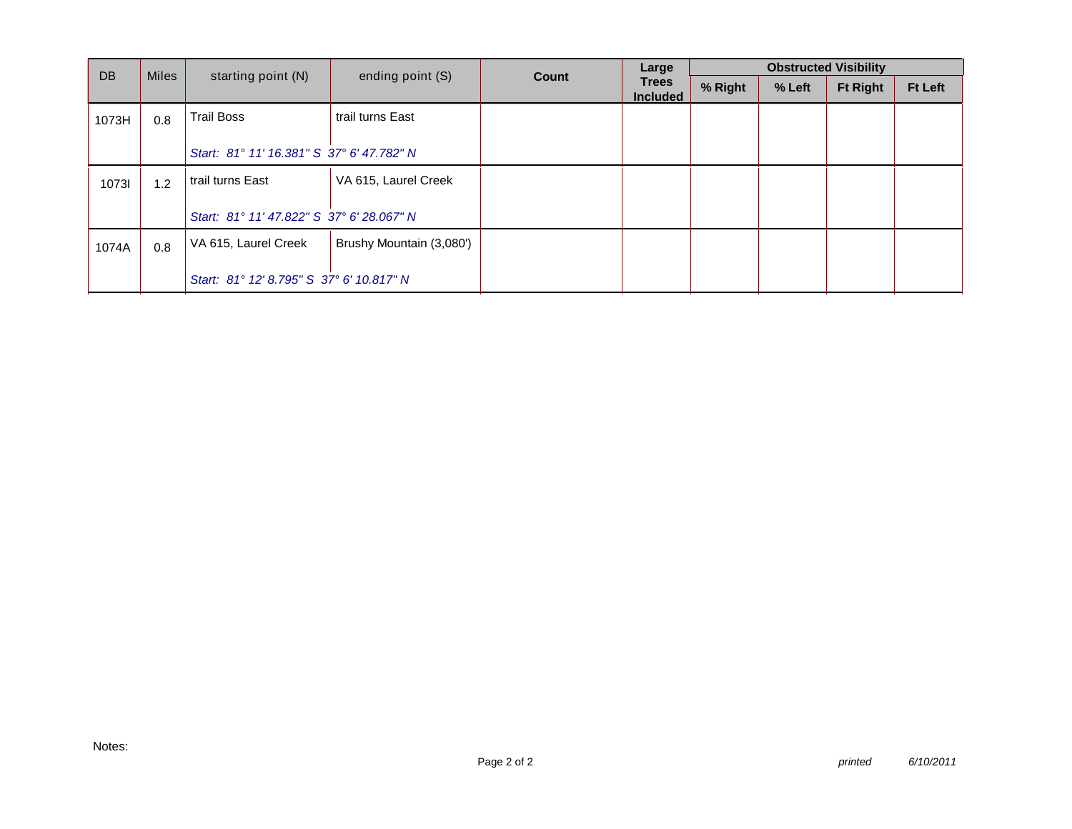| DB | Miles | starting point (N) | ending point (S) | Count | Large Trees Included | Obstructed Visibility | | | |
|---|---|---|---|---|---|---|---|---|---|
| | | | | | | % Right | % Left | Ft Right | Ft Left |
| 1073H | 0.8 | Trail Boss | trail turns East | | | | | | |
| | | *Start: 81° 11' 16.381" S 37° 6' 47.782" N* | | | | | | | |
| 1073I | 1.2 | trail turns East | VA 615, Laurel Creek | | | | | | |
| | | *Start: 81° 11' 47.822" S 37° 6' 28.067" N* | | | | | | | |
| 1074A | 0.8 | VA 615, Laurel Creek | Brushy Mountain (3,080') | | | | | | |
| | | *Start: 81° 12' 8.795" S 37° 6' 10.817" N* | | | | | | | |

Notes:

*printed 6/10/2011*